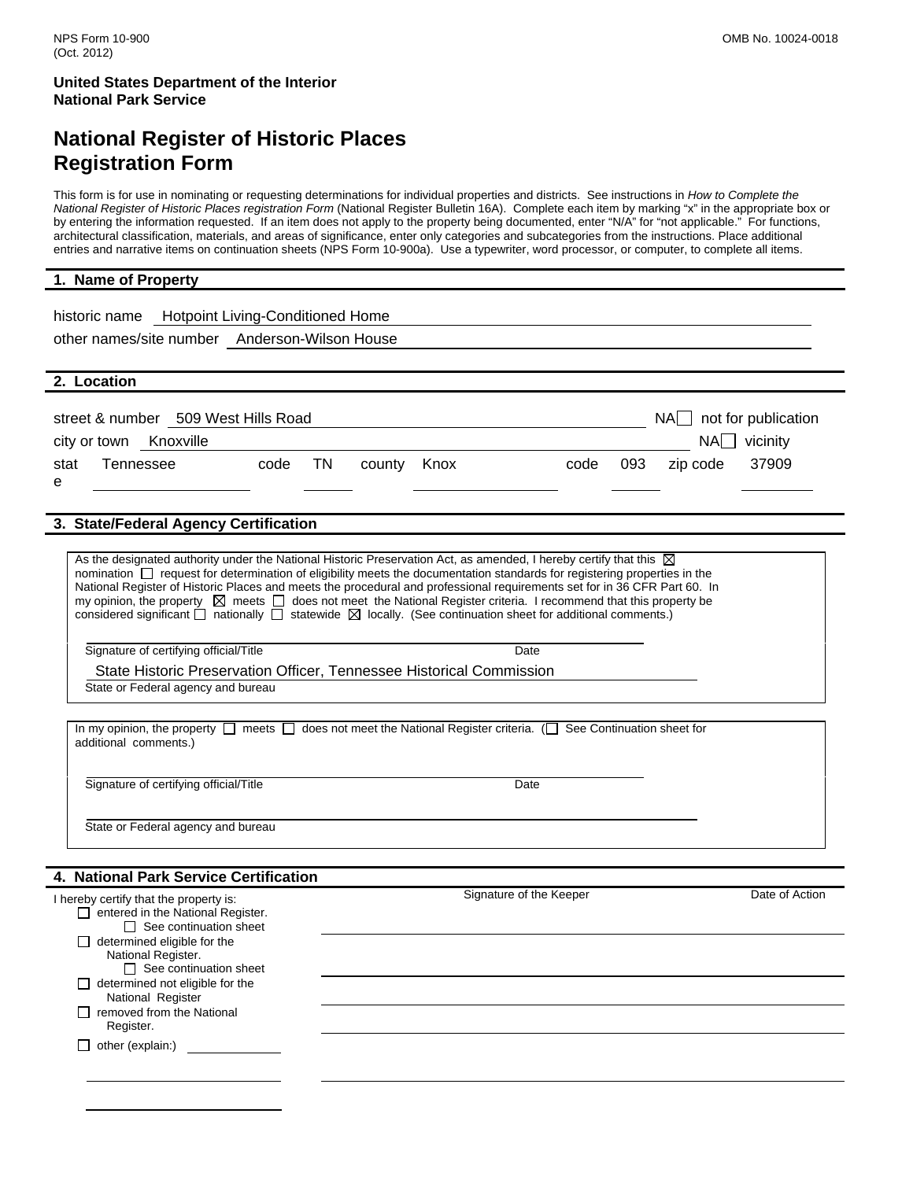NPS Form 10-900
(Oct. 2012)

OMB No. 10024-0018

**United States Department of the Interior**
**National Park Service**

# National Register of Historic Places Registration Form

This form is for use in nominating or requesting determinations for individual properties and districts. See instructions in *How to Complete the National Register of Historic Places registration Form* (National Register Bulletin 16A). Complete each item by marking "x" in the appropriate box or by entering the information requested. If an item does not apply to the property being documented, enter "N/A" for "not applicable." For functions, architectural classification, materials, and areas of significance, enter only categories and subcategories from the instructions. Place additional entries and narrative items on continuation sheets (NPS Form 10-900a). Use a typewriter, word processor, or computer, to complete all items.

## 1. Name of Property

historic name Hotpoint Living-Conditioned Home

other names/site number Anderson-Wilson House

## 2. Location

street & number 509 West Hills Road NA ☐ not for publication

city or town Knoxville NA ☐ vicinity

state Tennessee code TN county Knox code 093 zip code 37909

## 3. State/Federal Agency Certification

As the designated authority under the National Historic Preservation Act, as amended, I hereby certify that this ☒ nomination ☐ request for determination of eligibility meets the documentation standards for registering properties in the National Register of Historic Places and meets the procedural and professional requirements set for in 36 CFR Part 60. In my opinion, the property ☒ meets ☐ does not meet the National Register criteria. I recommend that this property be considered significant ☐ nationally ☐ statewide ☒ locally. (See continuation sheet for additional comments.)

Signature of certifying official/Title Date

State Historic Preservation Officer, Tennessee Historical Commission
State or Federal agency and bureau

In my opinion, the property ☐ meets ☐ does not meet the National Register criteria. (☐ See Continuation sheet for additional comments.)

Signature of certifying official/Title Date

State or Federal agency and bureau

## 4. National Park Service Certification

I hereby certify that the property is: Signature of the Keeper Date of Action

- ☐ entered in the National Register.
  - ☐ See continuation sheet
- ☐ determined eligible for the National Register.
  - ☐ See continuation sheet
- ☐ determined not eligible for the National Register
- ☐ removed from the National Register.
- ☐ other (explain:)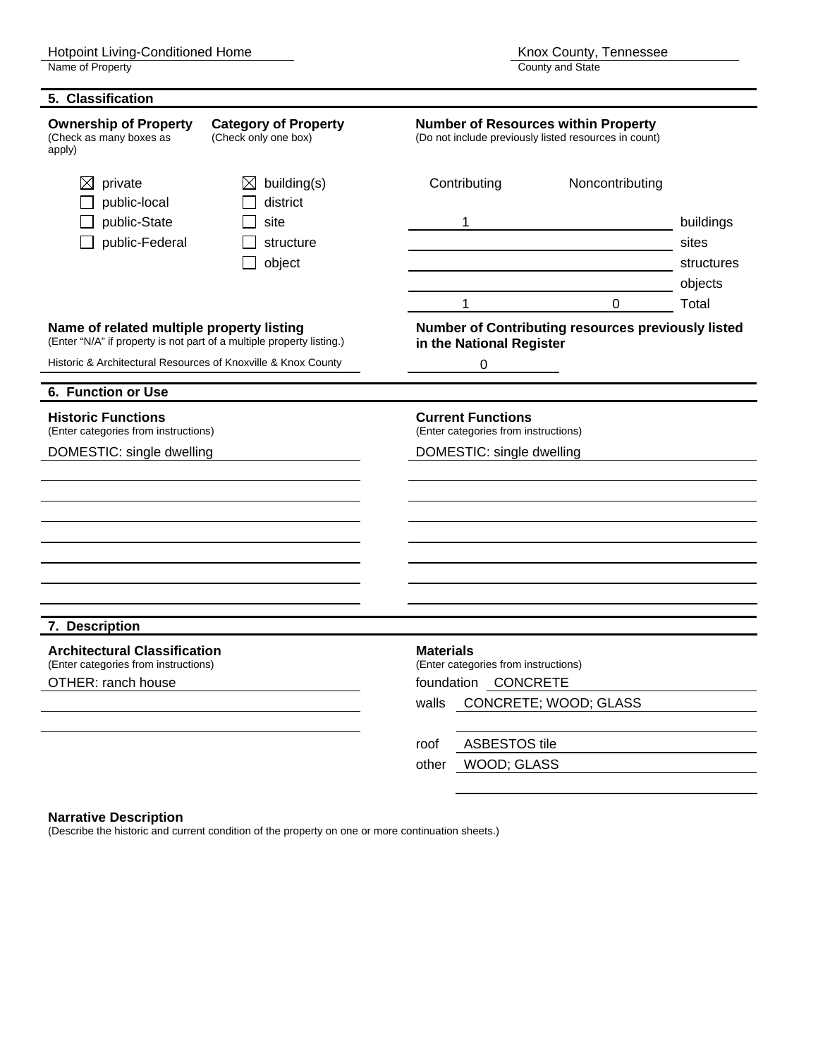Hotpoint Living-Conditioned Home
Name of Property

Knox County, Tennessee
County and State

## 5. Classification

**Ownership of Property**
(Check as many boxes as apply)

- ☒ private
- ☐ public-local
- ☐ public-State
- ☐ public-Federal

**Category of Property**
(Check only one box)

- ☒ building(s)
- ☐ district
- ☐ site
- ☐ structure
- ☐ object

**Number of Resources within Property**
(Do not include previously listed resources in count)

| Contributing | Noncontributing | |
|---|---|---|
| 1 | | buildings |
| | | sites |
| | | structures |
| | | objects |
| 1 | 0 | Total |

**Name of related multiple property listing**
(Enter "N/A" if property is not part of a multiple property listing.)

Historic & Architectural Resources of Knoxville & Knox County

**Number of Contributing resources previously listed in the National Register**

0

## 6. Function or Use

**Historic Functions**
(Enter categories from instructions)

DOMESTIC: single dwelling

**Current Functions**
(Enter categories from instructions)

DOMESTIC: single dwelling

## 7. Description

**Architectural Classification**
(Enter categories from instructions)

OTHER: ranch house

**Materials**
(Enter categories from instructions)

foundation CONCRETE

walls CONCRETE; WOOD; GLASS

roof ASBESTOS tile

other WOOD; GLASS

**Narrative Description**
(Describe the historic and current condition of the property on one or more continuation sheets.)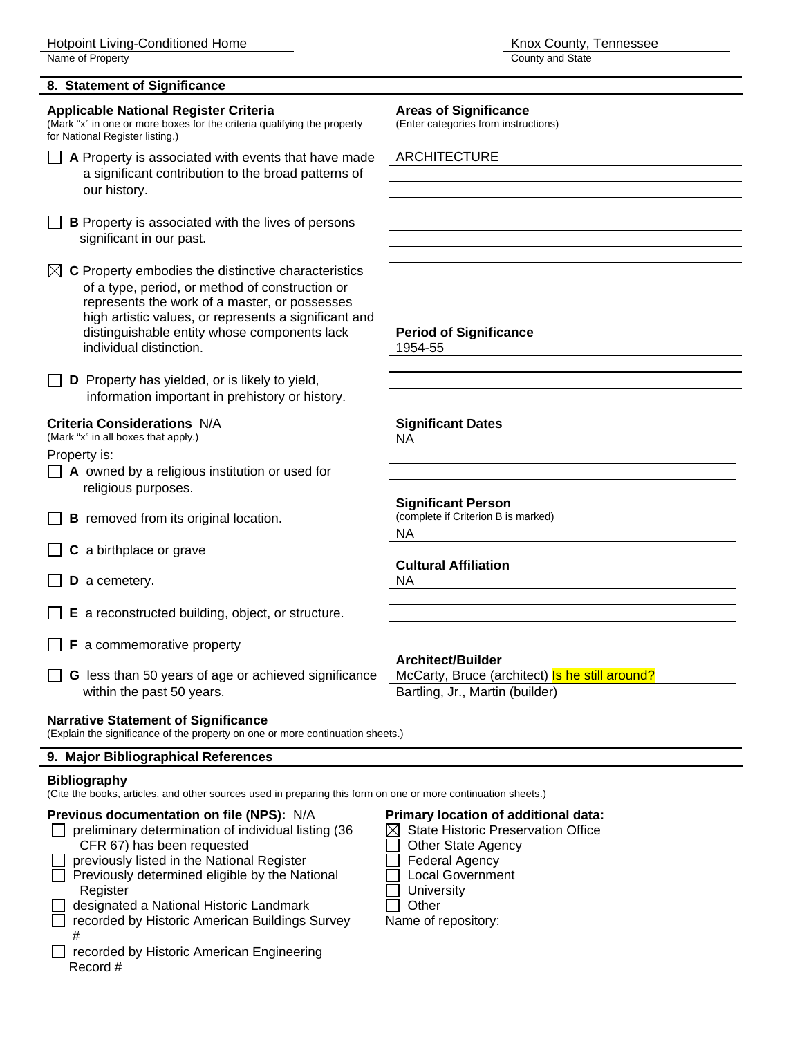Hotpoint Living-Conditioned Home — Name of Property

Knox County, Tennessee — County and State

## 8. Statement of Significance

**Applicable National Register Criteria**
(Mark "x" in one or more boxes for the criteria qualifying the property for National Register listing.)

- [ ] **A** Property is associated with events that have made a significant contribution to the broad patterns of our history.
- [ ] **B** Property is associated with the lives of persons significant in our past.
- [x] **C** Property embodies the distinctive characteristics of a type, period, or method of construction or represents the work of a master, or possesses high artistic values, or represents a significant and distinguishable entity whose components lack individual distinction.
- [ ] **D** Property has yielded, or is likely to yield, information important in prehistory or history.

**Criteria Considerations** N/A
(Mark "x" in all boxes that apply.)

Property is:

- [ ] **A** owned by a religious institution or used for religious purposes.
- [ ] **B** removed from its original location.
- [ ] **C** a birthplace or grave
- [ ] **D** a cemetery.
- [ ] **E** a reconstructed building, object, or structure.
- [ ] **F** a commemorative property
- [ ] **G** less than 50 years of age or achieved significance within the past 50 years.

**Areas of Significance**
(Enter categories from instructions)

ARCHITECTURE

**Period of Significance**
1954-55

**Significant Dates**
NA

**Significant Person**
(complete if Criterion B is marked)
NA

**Cultural Affiliation**
NA

**Architect/Builder**
McCarty, Bruce (architect) Is he still around?
Bartling, Jr., Martin (builder)

**Narrative Statement of Significance**
(Explain the significance of the property on one or more continuation sheets.)

## 9. Major Bibliographical References

**Bibliography**
(Cite the books, articles, and other sources used in preparing this form on one or more continuation sheets.)

**Previous documentation on file (NPS):** N/A

- [ ] preliminary determination of individual listing (36 CFR 67) has been requested
- [ ] previously listed in the National Register
- [ ] Previously determined eligible by the National Register
- [ ] designated a National Historic Landmark
- [ ] recorded by Historic American Buildings Survey #
- [ ] recorded by Historic American Engineering Record #

**Primary location of additional data:**

- [x] State Historic Preservation Office
- [ ] Other State Agency
- [ ] Federal Agency
- [ ] Local Government
- [ ] University
- [ ] Other

Name of repository: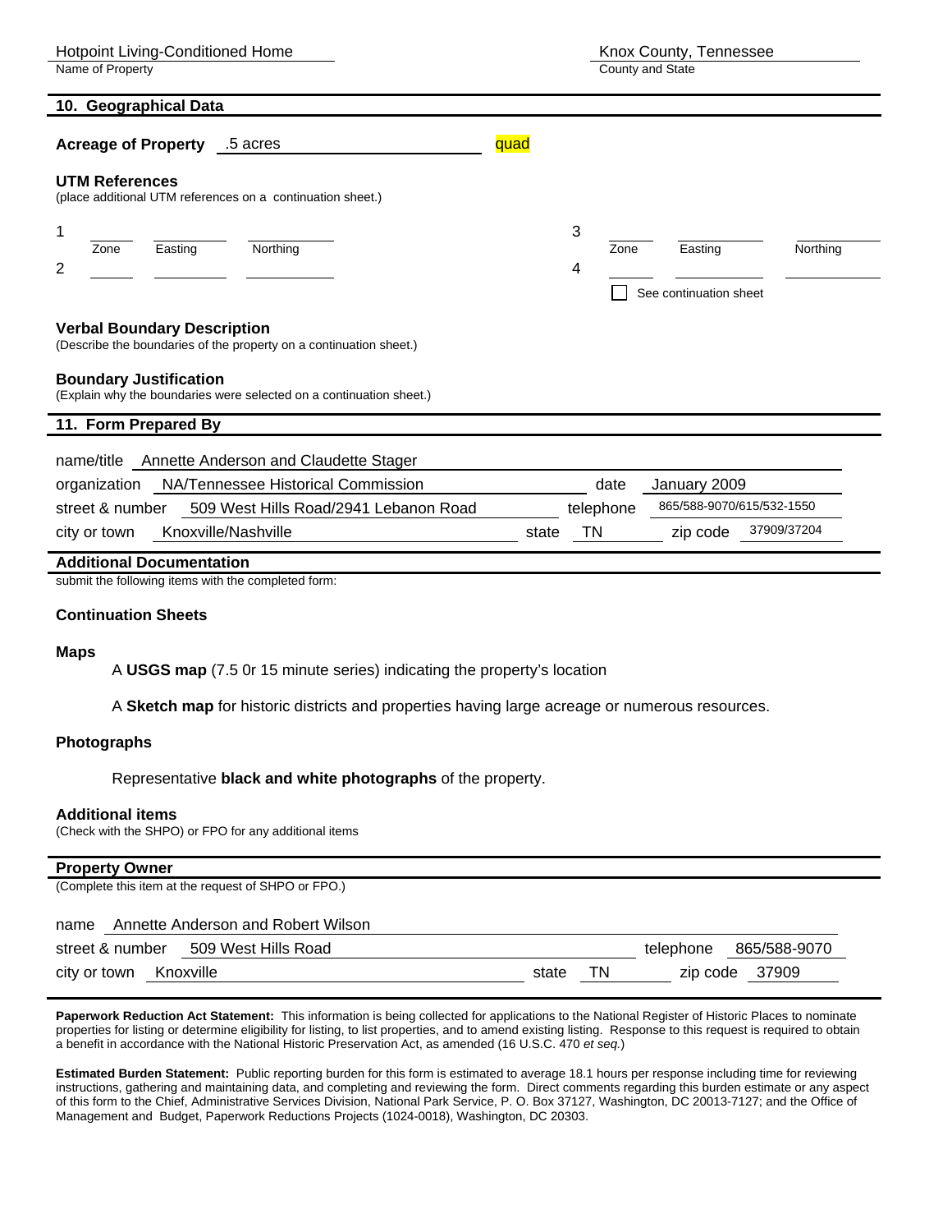Hotpoint Living-Conditioned Home
Name of Property

Knox County, Tennessee
County and State

## 10. Geographical Data

**Acreage of Property** .5 acres quad

**UTM References**
(place additional UTM references on a continuation sheet.)

| | Zone | Easting | Northing | | Zone | Easting | Northing |
|---|---|---|---|---|---|---|---|
| 1 | | | | 3 | | | |
| 2 | | | | 4 | | | |

☐ See continuation sheet

**Verbal Boundary Description**
(Describe the boundaries of the property on a continuation sheet.)

**Boundary Justification**
(Explain why the boundaries were selected on a continuation sheet.)

## 11. Form Prepared By

name/title Annette Anderson and Claudette Stager
organization NA/Tennessee Historical Commission date January 2009
street & number 509 West Hills Road/2941 Lebanon Road telephone 865/588-9070/615/532-1550
city or town Knoxville/Nashville state TN zip code 37909/37204

## Additional Documentation

submit the following items with the completed form:

**Continuation Sheets**

**Maps**

A **USGS map** (7.5 0r 15 minute series) indicating the property's location

A **Sketch map** for historic districts and properties having large acreage or numerous resources.

**Photographs**

Representative **black and white photographs** of the property.

**Additional items**
(Check with the SHPO) or FPO for any additional items

## Property Owner

(Complete this item at the request of SHPO or FPO.)

name Annette Anderson and Robert Wilson
street & number 509 West Hills Road telephone 865/588-9070
city or town Knoxville state TN zip code 37909

**Paperwork Reduction Act Statement:** This information is being collected for applications to the National Register of Historic Places to nominate properties for listing or determine eligibility for listing, to list properties, and to amend existing listing. Response to this request is required to obtain a benefit in accordance with the National Historic Preservation Act, as amended (16 U.S.C. 470 *et seq.*)

**Estimated Burden Statement:** Public reporting burden for this form is estimated to average 18.1 hours per response including time for reviewing instructions, gathering and maintaining data, and completing and reviewing the form. Direct comments regarding this burden estimate or any aspect of this form to the Chief, Administrative Services Division, National Park Service, P. O. Box 37127, Washington, DC 20013-7127; and the Office of Management and Budget, Paperwork Reductions Projects (1024-0018), Washington, DC 20303.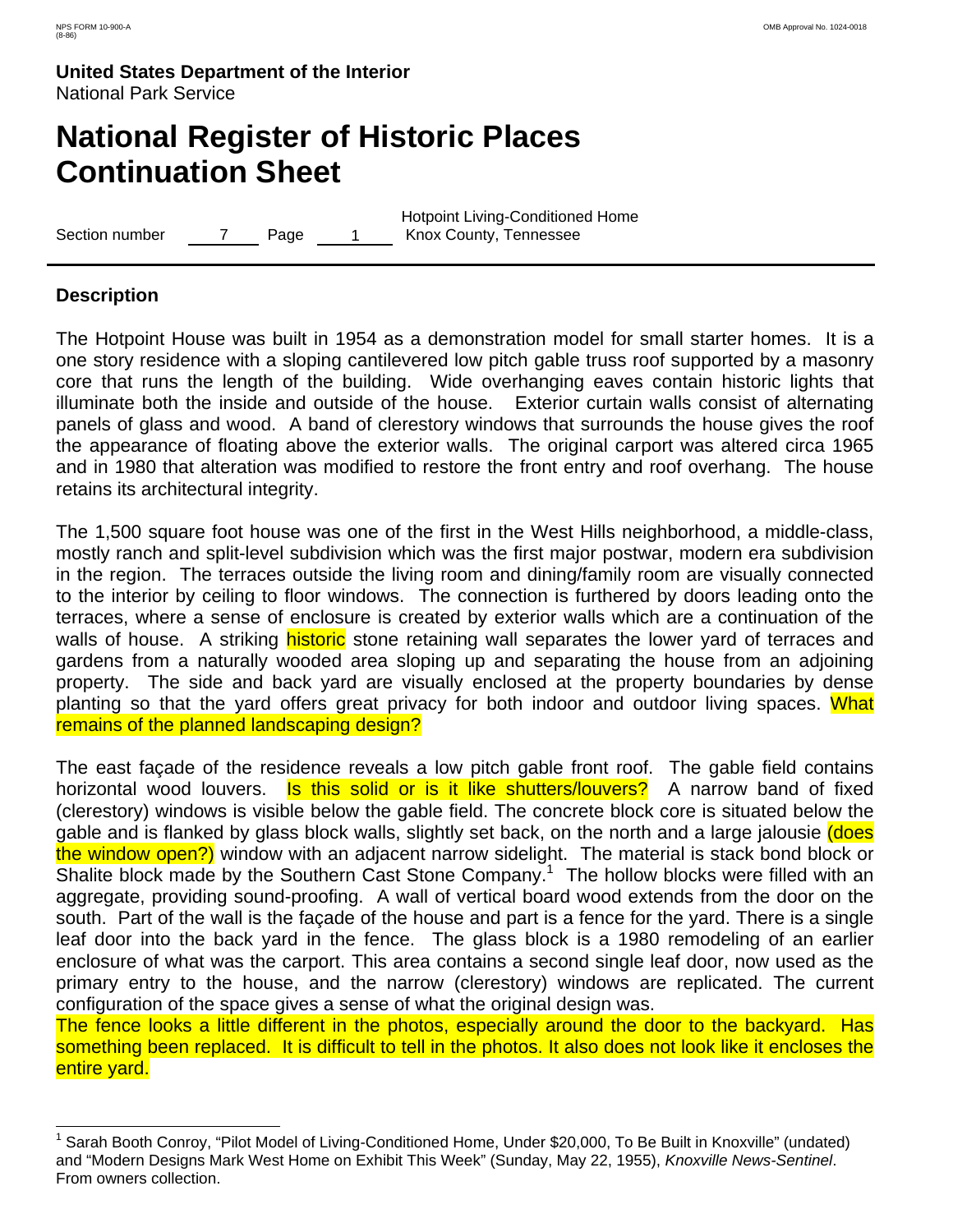**United States Department of the Interior**
National Park Service

# National Register of Historic Places Continuation Sheet

Section number 7 Page 1

Hotpoint Living-Conditioned Home
Knox County, Tennessee

## Description

The Hotpoint House was built in 1954 as a demonstration model for small starter homes. It is a one story residence with a sloping cantilevered low pitch gable truss roof supported by a masonry core that runs the length of the building. Wide overhanging eaves contain historic lights that illuminate both the inside and outside of the house. Exterior curtain walls consist of alternating panels of glass and wood. A band of clerestory windows that surrounds the house gives the roof the appearance of floating above the exterior walls. The original carport was altered circa 1965 and in 1980 that alteration was modified to restore the front entry and roof overhang. The house retains its architectural integrity.

The 1,500 square foot house was one of the first in the West Hills neighborhood, a middle-class, mostly ranch and split-level subdivision which was the first major postwar, modern era subdivision in the region. The terraces outside the living room and dining/family room are visually connected to the interior by ceiling to floor windows. The connection is furthered by doors leading onto the terraces, where a sense of enclosure is created by exterior walls which are a continuation of the walls of house. A striking historic stone retaining wall separates the lower yard of terraces and gardens from a naturally wooded area sloping up and separating the house from an adjoining property. The side and back yard are visually enclosed at the property boundaries by dense planting so that the yard offers great privacy for both indoor and outdoor living spaces. What remains of the planned landscaping design?

The east façade of the residence reveals a low pitch gable front roof. The gable field contains horizontal wood louvers. Is this solid or is it like shutters/louvers? A narrow band of fixed (clerestory) windows is visible below the gable field. The concrete block core is situated below the gable and is flanked by glass block walls, slightly set back, on the north and a large jalousie (does the window open?) window with an adjacent narrow sidelight. The material is stack bond block or Shalite block made by the Southern Cast Stone Company.[1] The hollow blocks were filled with an aggregate, providing sound-proofing. A wall of vertical board wood extends from the door on the south. Part of the wall is the façade of the house and part is a fence for the yard. There is a single leaf door into the back yard in the fence. The glass block is a 1980 remodeling of an earlier enclosure of what was the carport. This area contains a second single leaf door, now used as the primary entry to the house, and the narrow (clerestory) windows are replicated. The current configuration of the space gives a sense of what the original design was.
The fence looks a little different in the photos, especially around the door to the backyard. Has something been replaced. It is difficult to tell in the photos. It also does not look like it encloses the entire yard.

---

[1] Sarah Booth Conroy, "Pilot Model of Living-Conditioned Home, Under $20,000, To Be Built in Knoxville" (undated) and "Modern Designs Mark West Home on Exhibit This Week" (Sunday, May 22, 1955), *Knoxville News-Sentinel*. From owners collection.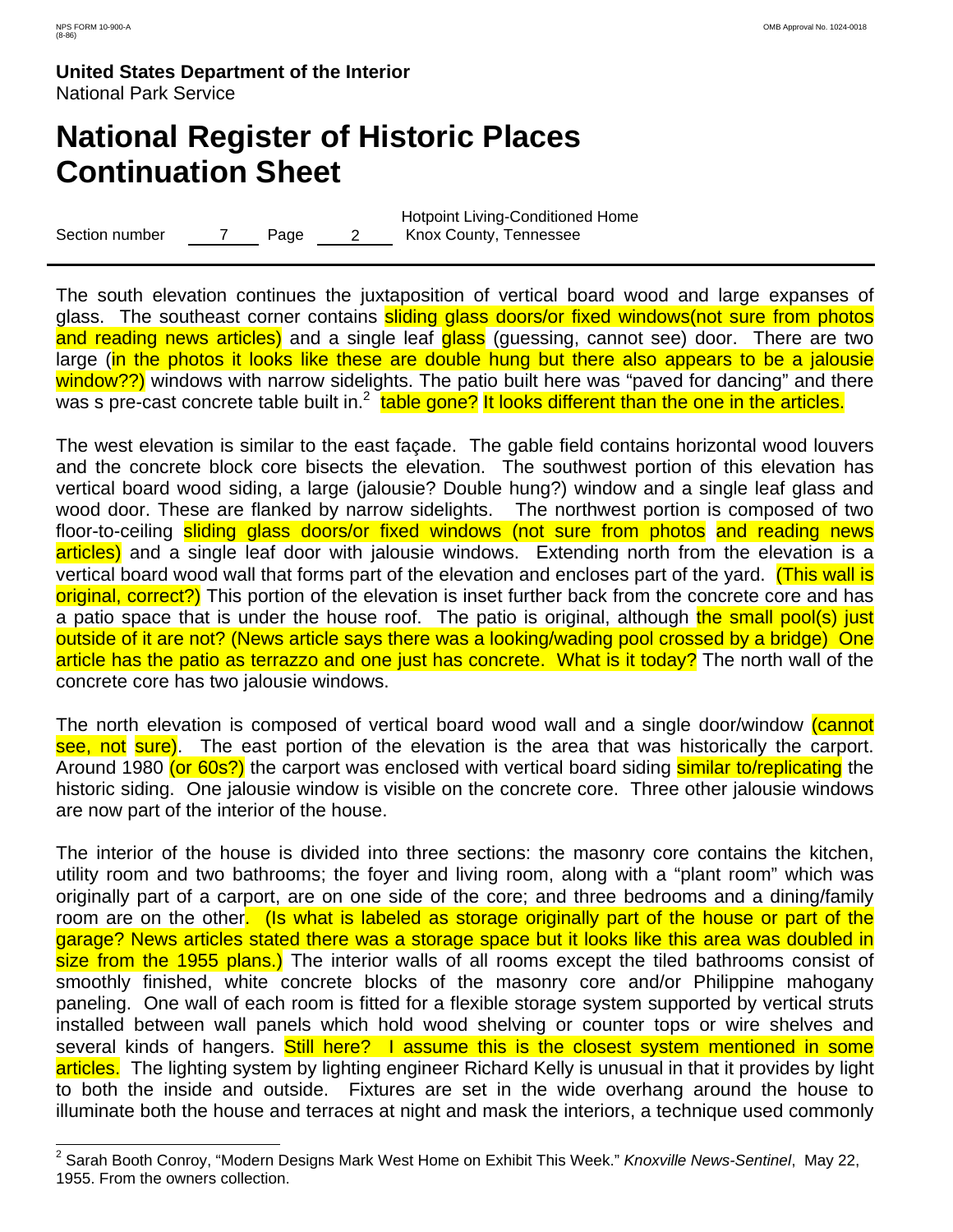The south elevation continues the juxtaposition of vertical board wood and large expanses of glass. The southeast corner contains sliding glass doors/or fixed windows(not sure from photos and reading news articles) and a single leaf glass (guessing, cannot see) door. There are two large (in the photos it looks like these are double hung but there also appears to be a jalousie window??) windows with narrow sidelights. The patio built here was "paved for dancing" and there was s pre-cast concrete table built in.[2] table gone? It looks different than the one in the articles.

The west elevation is similar to the east façade. The gable field contains horizontal wood louvers and the concrete block core bisects the elevation. The southwest portion of this elevation has vertical board wood siding, a large (jalousie? Double hung?) window and a single leaf glass and wood door. These are flanked by narrow sidelights. The northwest portion is composed of two floor-to-ceiling sliding glass doors/or fixed windows (not sure from photos and reading news articles) and a single leaf door with jalousie windows. Extending north from the elevation is a vertical board wood wall that forms part of the elevation and encloses part of the yard. (This wall is original, correct?) This portion of the elevation is inset further back from the concrete core and has a patio space that is under the house roof. The patio is original, although the small pool(s) just outside of it are not? (News article says there was a looking/wading pool crossed by a bridge) One article has the patio as terrazzo and one just has concrete. What is it today? The north wall of the concrete core has two jalousie windows.

The north elevation is composed of vertical board wood wall and a single door/window (cannot see, not sure). The east portion of the elevation is the area that was historically the carport. Around 1980 (or 60s?) the carport was enclosed with vertical board siding similar to/replicating the historic siding. One jalousie window is visible on the concrete core. Three other jalousie windows are now part of the interior of the house.

The interior of the house is divided into three sections: the masonry core contains the kitchen, utility room and two bathrooms; the foyer and living room, along with a "plant room" which was originally part of a carport, are on one side of the core; and three bedrooms and a dining/family room are on the other. (Is what is labeled as storage originally part of the house or part of the garage? News articles stated there was a storage space but it looks like this area was doubled in size from the 1955 plans.) The interior walls of all rooms except the tiled bathrooms consist of smoothly finished, white concrete blocks of the masonry core and/or Philippine mahogany paneling. One wall of each room is fitted for a flexible storage system supported by vertical struts installed between wall panels which hold wood shelving or counter tops or wire shelves and several kinds of hangers. Still here? I assume this is the closest system mentioned in some articles. The lighting system by lighting engineer Richard Kelly is unusual in that it provides by light to both the inside and outside. Fixtures are set in the wide overhang around the house to illuminate both the house and terraces at night and mask the interiors, a technique used commonly

[2] Sarah Booth Conroy, "Modern Designs Mark West Home on Exhibit This Week." *Knoxville News-Sentinel*, May 22, 1955. From the owners collection.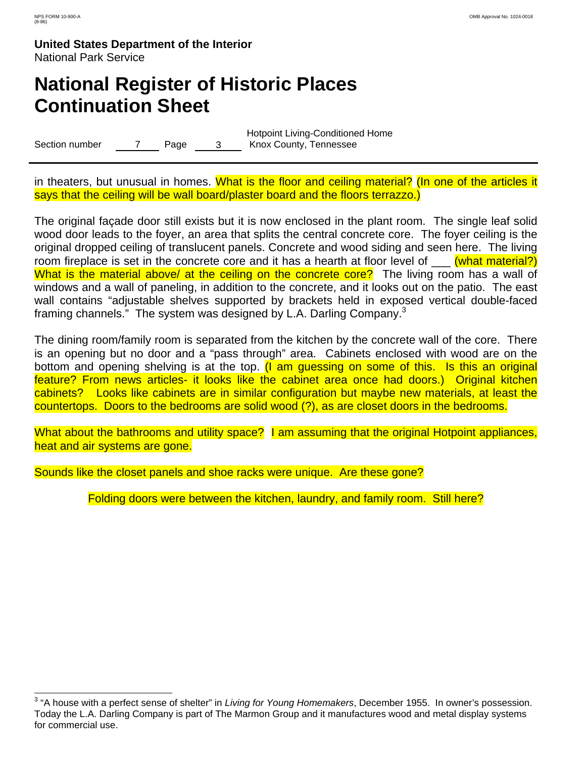in theaters, but unusual in homes. What is the floor and ceiling material? (In one of the articles it says that the ceiling will be wall board/plaster board and the floors terrazzo.)

The original façade door still exists but it is now enclosed in the plant room. The single leaf solid wood door leads to the foyer, an area that splits the central concrete core. The foyer ceiling is the original dropped ceiling of translucent panels. Concrete and wood siding and seen here. The living room fireplace is set in the concrete core and it has a hearth at floor level of ___ (what material?) What is the material above/ at the ceiling on the concrete core? The living room has a wall of windows and a wall of paneling, in addition to the concrete, and it looks out on the patio. The east wall contains "adjustable shelves supported by brackets held in exposed vertical double-faced framing channels." The system was designed by L.A. Darling Company.[3]

The dining room/family room is separated from the kitchen by the concrete wall of the core. There is an opening but no door and a "pass through" area. Cabinets enclosed with wood are on the bottom and opening shelving is at the top. (I am guessing on some of this. Is this an original feature? From news articles- it looks like the cabinet area once had doors.) Original kitchen cabinets? Looks like cabinets are in similar configuration but maybe new materials, at least the countertops. Doors to the bedrooms are solid wood (?), as are closet doors in the bedrooms.

What about the bathrooms and utility space? I am assuming that the original Hotpoint appliances, heat and air systems are gone.

Sounds like the closet panels and shoe racks were unique. Are these gone?

Folding doors were between the kitchen, laundry, and family room. Still here?

---

[3] "A house with a perfect sense of shelter" in *Living for Young Homemakers*, December 1955. In owner's possession. Today the L.A. Darling Company is part of The Marmon Group and it manufactures wood and metal display systems for commercial use.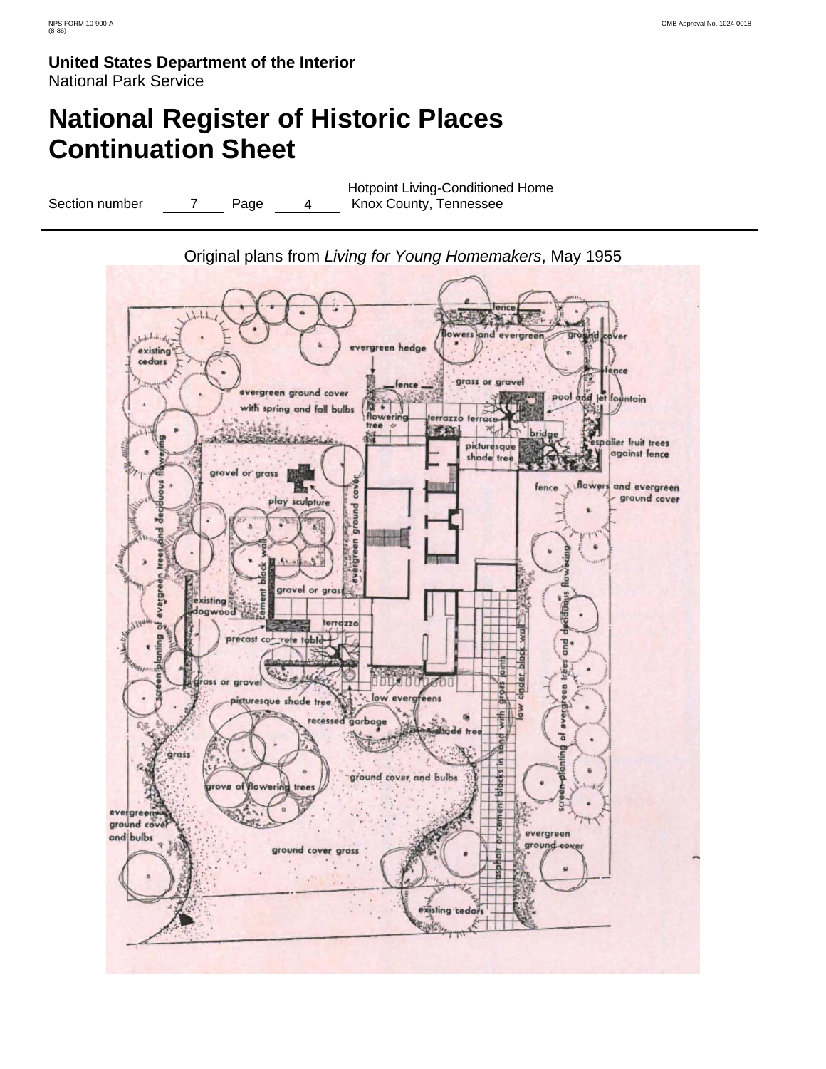Original plans from *Living for Young Homemakers*, May 1955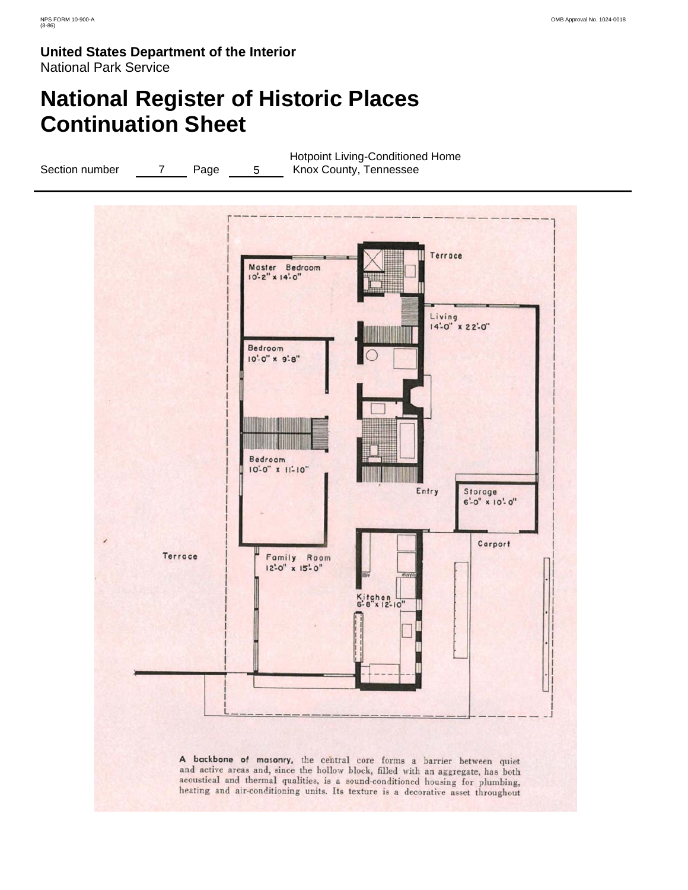NPS FORM 10-900-A
(8-86)

OMB Approval No. 1024-0018

**United States Department of the Interior**
National Park Service

# National Register of Historic Places Continuation Sheet

Section number 7 Page 5

Hotpoint Living-Conditioned Home
Knox County, Tennessee

Terrace

Master Bedroom
10'-2" x 14'-0"

Living
14'-0" x 22'-0"

Bedroom
10'-0" x 9'-8"

Bedroom
10'-0" x 11'-10"

Entry

Storage
6'-0" x 10'-0"

Carport

Terrace

Family Room
12'-0" x 15'-0"

Kitchen
6'-8" x 12'-10"

**A backbone of masonry,** the central core forms a barrier between quiet and active areas and, since the hollow block, filled with an aggregate, has both acoustical and thermal qualities, is a sound-conditioned housing for plumbing, heating and air-conditioning units. Its texture is a decorative asset throughout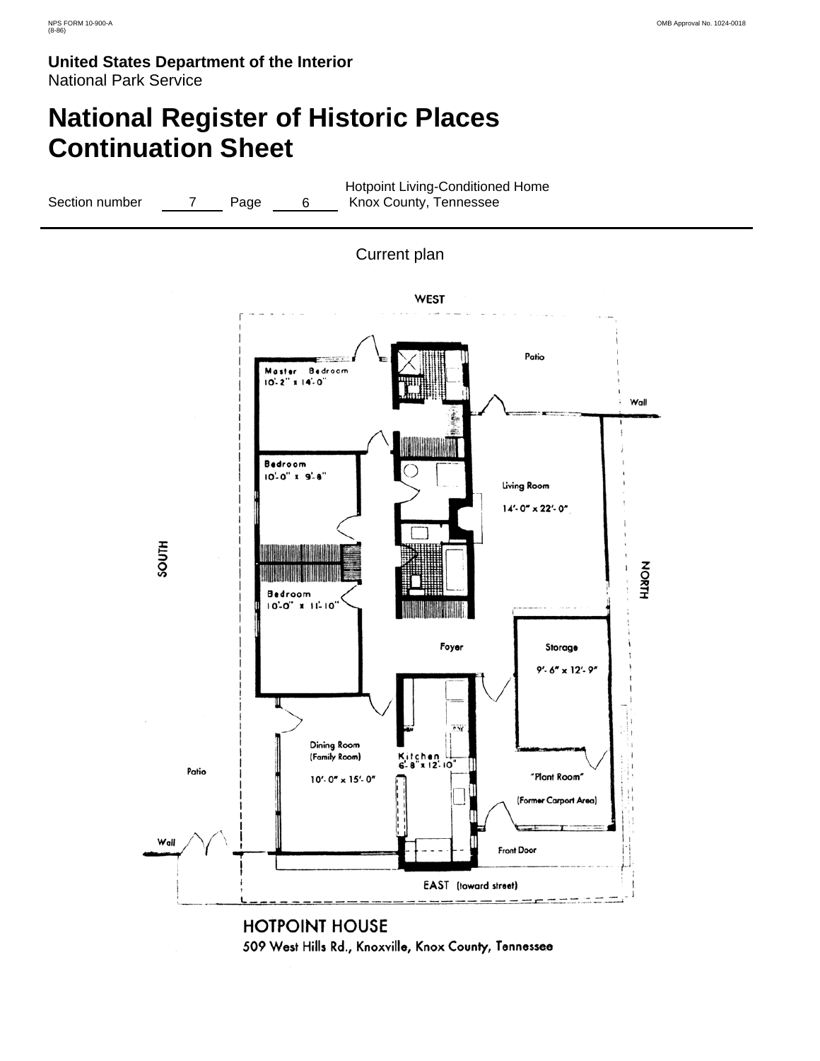NPS FORM 10-900-A
(8-86)

OMB Approval No. 1024-0018

**United States Department of the Interior**
National Park Service

# National Register of Historic Places Continuation Sheet

Section number 7 Page 6

Hotpoint Living-Conditioned Home
Knox County, Tennessee

Current plan

WEST

Master Bedroom
10'-2" x 14'-0"

Patio

Wall

Bedroom
10'-0" x 9'-8"

Living Room
14'-0" x 22'-0"

SOUTH

NORTH

Bedroom
10'-0" x 11'-10"

Foyer

Storage
9'-6" x 12'-9"

Dining Room
(Family Room)
10'-0" x 15'-0"

Kitchen
6'-8" x 12'-10"

Patio

"Plant Room"
(Former Carport Area)

Wall

Front Door

EAST (toward street)

HOTPOINT HOUSE
509 West Hills Rd., Knoxville, Knox County, Tennessee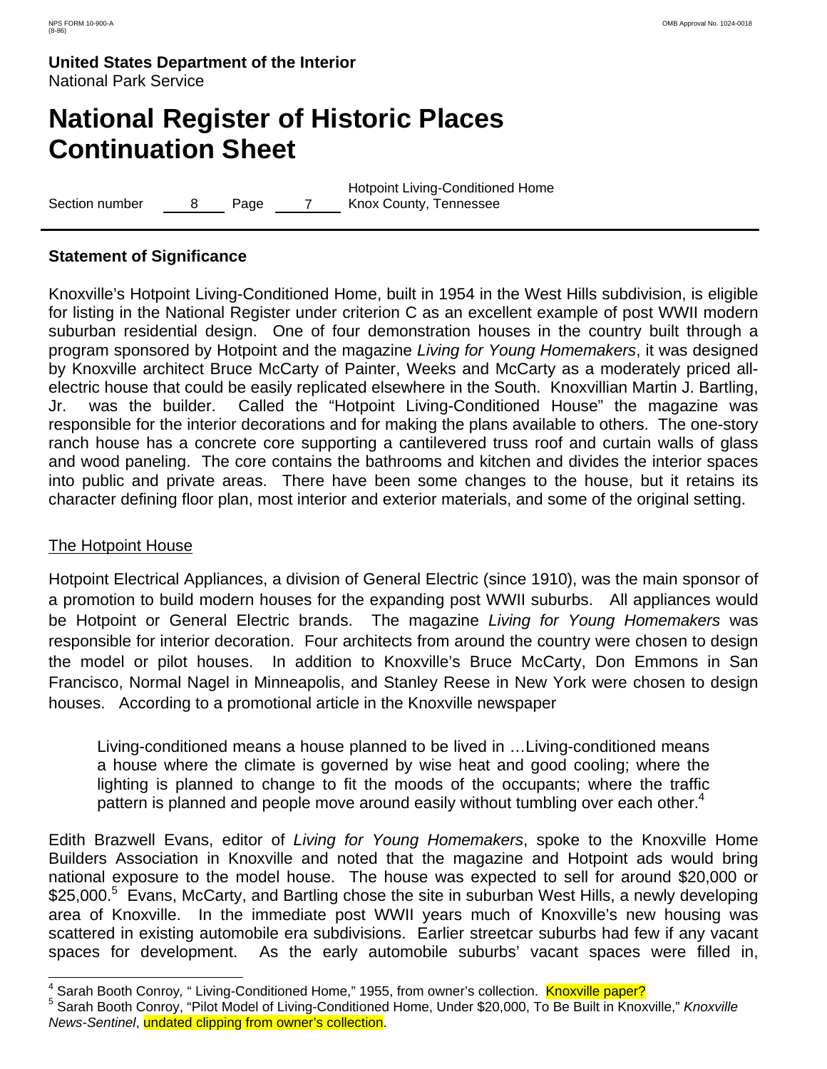**United States Department of the Interior**
National Park Service

# National Register of Historic Places Continuation Sheet

Section number 8 Page 7

Hotpoint Living-Conditioned Home
Knox County, Tennessee

## Statement of Significance

Knoxville's Hotpoint Living-Conditioned Home, built in 1954 in the West Hills subdivision, is eligible for listing in the National Register under criterion C as an excellent example of post WWII modern suburban residential design. One of four demonstration houses in the country built through a program sponsored by Hotpoint and the magazine *Living for Young Homemakers*, it was designed by Knoxville architect Bruce McCarty of Painter, Weeks and McCarty as a moderately priced all-electric house that could be easily replicated elsewhere in the South. Knoxvillian Martin J. Bartling, Jr. was the builder. Called the "Hotpoint Living-Conditioned House" the magazine was responsible for the interior decorations and for making the plans available to others. The one-story ranch house has a concrete core supporting a cantilevered truss roof and curtain walls of glass and wood paneling. The core contains the bathrooms and kitchen and divides the interior spaces into public and private areas. There have been some changes to the house, but it retains its character defining floor plan, most interior and exterior materials, and some of the original setting.

### The Hotpoint House

Hotpoint Electrical Appliances, a division of General Electric (since 1910), was the main sponsor of a promotion to build modern houses for the expanding post WWII suburbs. All appliances would be Hotpoint or General Electric brands. The magazine *Living for Young Homemakers* was responsible for interior decoration. Four architects from around the country were chosen to design the model or pilot houses. In addition to Knoxville's Bruce McCarty, Don Emmons in San Francisco, Normal Nagel in Minneapolis, and Stanley Reese in New York were chosen to design houses. According to a promotional article in the Knoxville newspaper

> Living-conditioned means a house planned to be lived in …Living-conditioned means a house where the climate is governed by wise heat and good cooling; where the lighting is planned to change to fit the moods of the occupants; where the traffic pattern is planned and people move around easily without tumbling over each other.[4]

Edith Brazwell Evans, editor of *Living for Young Homemakers*, spoke to the Knoxville Home Builders Association in Knoxville and noted that the magazine and Hotpoint ads would bring national exposure to the model house. The house was expected to sell for around $20,000 or $25,000.[5] Evans, McCarty, and Bartling chose the site in suburban West Hills, a newly developing area of Knoxville. In the immediate post WWII years much of Knoxville's new housing was scattered in existing automobile era subdivisions. Earlier streetcar suburbs had few if any vacant spaces for development. As the early automobile suburbs' vacant spaces were filled in,

---

[4] Sarah Booth Conroy, " Living-Conditioned Home," 1955, from owner's collection. Knoxville paper?

[5] Sarah Booth Conroy, "Pilot Model of Living-Conditioned Home, Under $20,000, To Be Built in Knoxville," *Knoxville News-Sentinel*, undated clipping from owner's collection.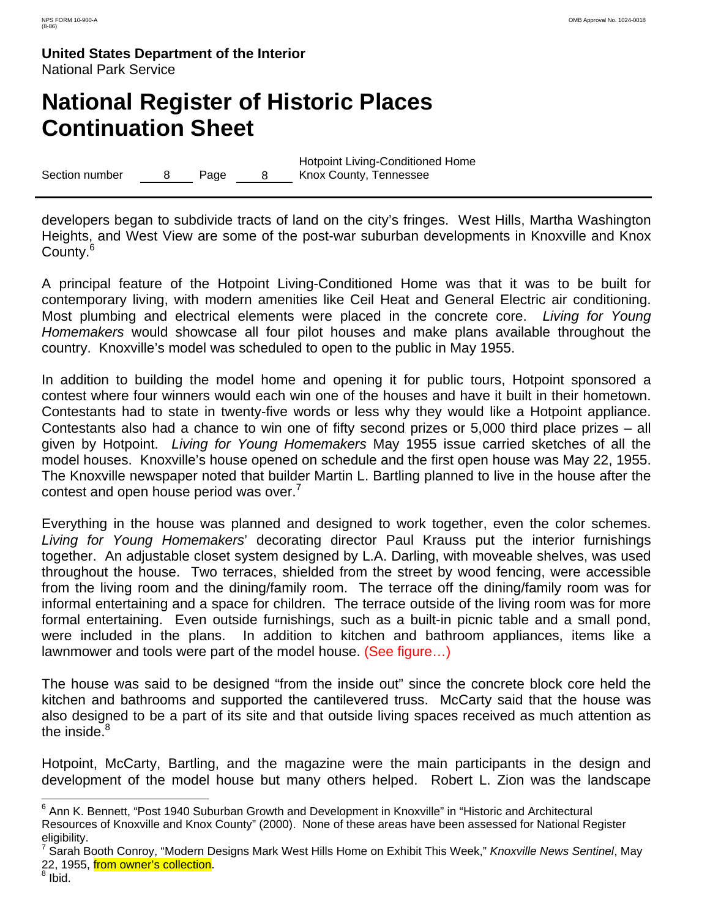developers began to subdivide tracts of land on the city's fringes. West Hills, Martha Washington Heights, and West View are some of the post-war suburban developments in Knoxville and Knox County.[6]

A principal feature of the Hotpoint Living-Conditioned Home was that it was to be built for contemporary living, with modern amenities like Ceil Heat and General Electric air conditioning. Most plumbing and electrical elements were placed in the concrete core. *Living for Young Homemakers* would showcase all four pilot houses and make plans available throughout the country. Knoxville's model was scheduled to open to the public in May 1955.

In addition to building the model home and opening it for public tours, Hotpoint sponsored a contest where four winners would each win one of the houses and have it built in their hometown. Contestants had to state in twenty-five words or less why they would like a Hotpoint appliance. Contestants also had a chance to win one of fifty second prizes or 5,000 third place prizes – all given by Hotpoint. *Living for Young Homemakers* May 1955 issue carried sketches of all the model houses. Knoxville's house opened on schedule and the first open house was May 22, 1955. The Knoxville newspaper noted that builder Martin L. Bartling planned to live in the house after the contest and open house period was over.[7]

Everything in the house was planned and designed to work together, even the color schemes. *Living for Young Homemakers*' decorating director Paul Krauss put the interior furnishings together. An adjustable closet system designed by L.A. Darling, with moveable shelves, was used throughout the house. Two terraces, shielded from the street by wood fencing, were accessible from the living room and the dining/family room. The terrace off the dining/family room was for informal entertaining and a space for children. The terrace outside of the living room was for more formal entertaining. Even outside furnishings, such as a built-in picnic table and a small pond, were included in the plans. In addition to kitchen and bathroom appliances, items like a lawnmower and tools were part of the model house. (See figure…)

The house was said to be designed "from the inside out" since the concrete block core held the kitchen and bathrooms and supported the cantilevered truss. McCarty said that the house was also designed to be a part of its site and that outside living spaces received as much attention as the inside.[8]

Hotpoint, McCarty, Bartling, and the magazine were the main participants in the design and development of the model house but many others helped. Robert L. Zion was the landscape

---

[6] Ann K. Bennett, "Post 1940 Suburban Growth and Development in Knoxville" in "Historic and Architectural Resources of Knoxville and Knox County" (2000). None of these areas have been assessed for National Register eligibility.

[7] Sarah Booth Conroy, "Modern Designs Mark West Hills Home on Exhibit This Week," *Knoxville News Sentinel*, May 22, 1955, from owner's collection.

[8] Ibid.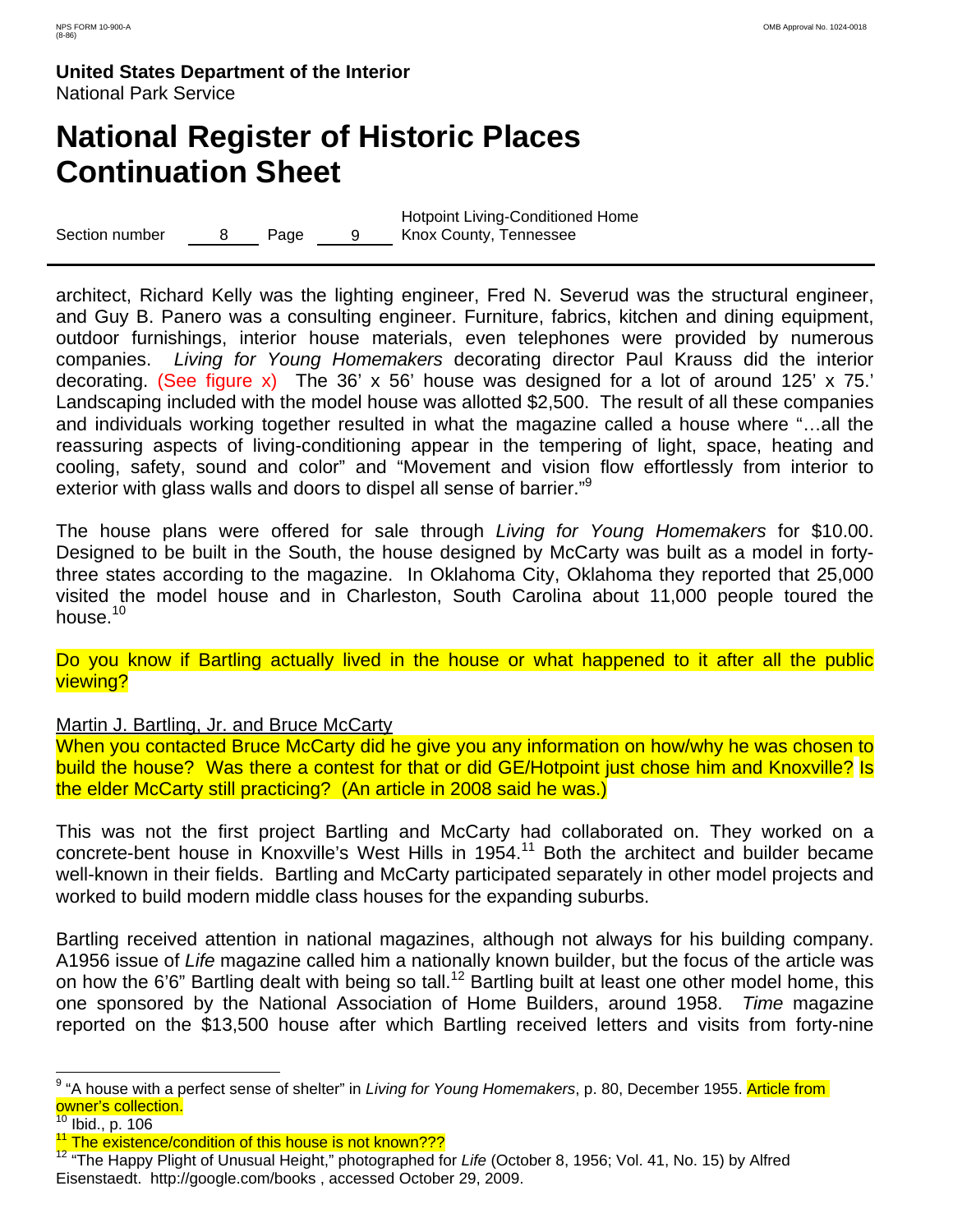architect, Richard Kelly was the lighting engineer, Fred N. Severud was the structural engineer, and Guy B. Panero was a consulting engineer. Furniture, fabrics, kitchen and dining equipment, outdoor furnishings, interior house materials, even telephones were provided by numerous companies. *Living for Young Homemakers* decorating director Paul Krauss did the interior decorating. (See figure x) The 36' x 56' house was designed for a lot of around 125' x 75.' Landscaping included with the model house was allotted $2,500. The result of all these companies and individuals working together resulted in what the magazine called a house where "…all the reassuring aspects of living-conditioning appear in the tempering of light, space, heating and cooling, safety, sound and color" and "Movement and vision flow effortlessly from interior to exterior with glass walls and doors to dispel all sense of barrier."[9]

The house plans were offered for sale through *Living for Young Homemakers* for $10.00. Designed to be built in the South, the house designed by McCarty was built as a model in forty-three states according to the magazine. In Oklahoma City, Oklahoma they reported that 25,000 visited the model house and in Charleston, South Carolina about 11,000 people toured the house.[10]

Do you know if Bartling actually lived in the house or what happened to it after all the public viewing?

Martin J. Bartling, Jr. and Bruce McCarty

When you contacted Bruce McCarty did he give you any information on how/why he was chosen to build the house? Was there a contest for that or did GE/Hotpoint just chose him and Knoxville? Is the elder McCarty still practicing? (An article in 2008 said he was.)

This was not the first project Bartling and McCarty had collaborated on. They worked on a concrete-bent house in Knoxville's West Hills in 1954.[11] Both the architect and builder became well-known in their fields. Bartling and McCarty participated separately in other model projects and worked to build modern middle class houses for the expanding suburbs.

Bartling received attention in national magazines, although not always for his building company. A1956 issue of *Life* magazine called him a nationally known builder, but the focus of the article was on how the 6'6" Bartling dealt with being so tall.[12] Bartling built at least one other model home, this one sponsored by the National Association of Home Builders, around 1958. *Time* magazine reported on the $13,500 house after which Bartling received letters and visits from forty-nine

---

[9] "A house with a perfect sense of shelter" in *Living for Young Homemakers*, p. 80, December 1955. Article from owner's collection.

[10] Ibid., p. 106

[11] The existence/condition of this house is not known???

[12] "The Happy Plight of Unusual Height," photographed for *Life* (October 8, 1956; Vol. 41, No. 15) by Alfred Eisenstaedt. http://google.com/books , accessed October 29, 2009.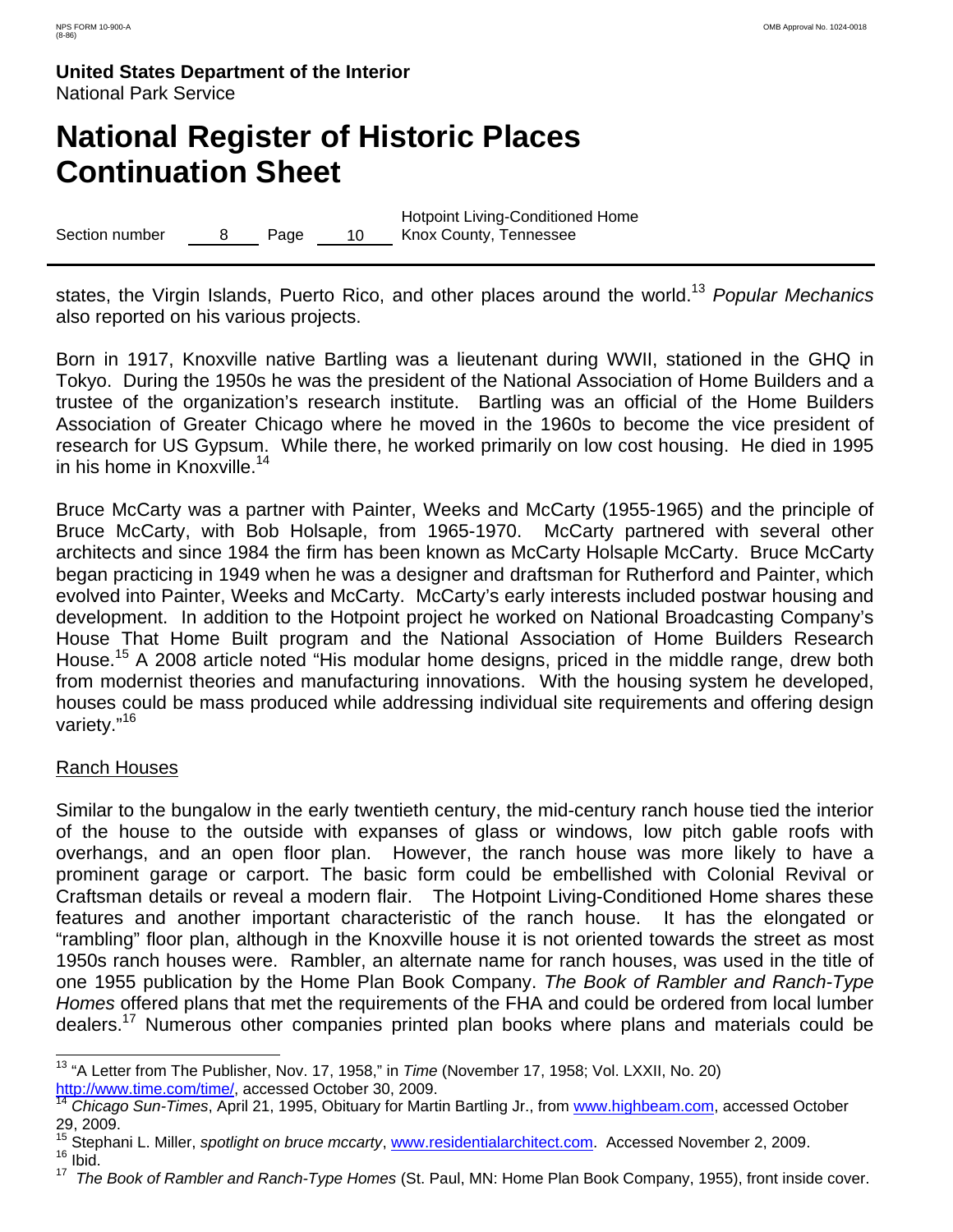states, the Virgin Islands, Puerto Rico, and other places around the world.[13] *Popular Mechanics* also reported on his various projects.

Born in 1917, Knoxville native Bartling was a lieutenant during WWII, stationed in the GHQ in Tokyo. During the 1950s he was the president of the National Association of Home Builders and a trustee of the organization's research institute. Bartling was an official of the Home Builders Association of Greater Chicago where he moved in the 1960s to become the vice president of research for US Gypsum. While there, he worked primarily on low cost housing. He died in 1995 in his home in Knoxville.[14]

Bruce McCarty was a partner with Painter, Weeks and McCarty (1955-1965) and the principle of Bruce McCarty, with Bob Holsaple, from 1965-1970. McCarty partnered with several other architects and since 1984 the firm has been known as McCarty Holsaple McCarty. Bruce McCarty began practicing in 1949 when he was a designer and draftsman for Rutherford and Painter, which evolved into Painter, Weeks and McCarty. McCarty's early interests included postwar housing and development. In addition to the Hotpoint project he worked on National Broadcasting Company's House That Home Built program and the National Association of Home Builders Research House.[15] A 2008 article noted "His modular home designs, priced in the middle range, drew both from modernist theories and manufacturing innovations. With the housing system he developed, houses could be mass produced while addressing individual site requirements and offering design variety."[16]

## Ranch Houses

Similar to the bungalow in the early twentieth century, the mid-century ranch house tied the interior of the house to the outside with expanses of glass or windows, low pitch gable roofs with overhangs, and an open floor plan. However, the ranch house was more likely to have a prominent garage or carport. The basic form could be embellished with Colonial Revival or Craftsman details or reveal a modern flair. The Hotpoint Living-Conditioned Home shares these features and another important characteristic of the ranch house. It has the elongated or "rambling" floor plan, although in the Knoxville house it is not oriented towards the street as most 1950s ranch houses were. Rambler, an alternate name for ranch houses, was used in the title of one 1955 publication by the Home Plan Book Company. *The Book of Rambler and Ranch-Type Homes* offered plans that met the requirements of the FHA and could be ordered from local lumber dealers.[17] Numerous other companies printed plan books where plans and materials could be

---

[13] "A Letter from The Publisher, Nov. 17, 1958," in *Time* (November 17, 1958; Vol. LXXII, No. 20) http://www.time.com/time/, accessed October 30, 2009.

[14] *Chicago Sun-Times*, April 21, 1995, Obituary for Martin Bartling Jr., from www.highbeam.com, accessed October 29, 2009.

[15] Stephani L. Miller, *spotlight on bruce mccarty*, www.residentialarchitect.com. Accessed November 2, 2009.

[16] Ibid.

[17] *The Book of Rambler and Ranch-Type Homes* (St. Paul, MN: Home Plan Book Company, 1955), front inside cover.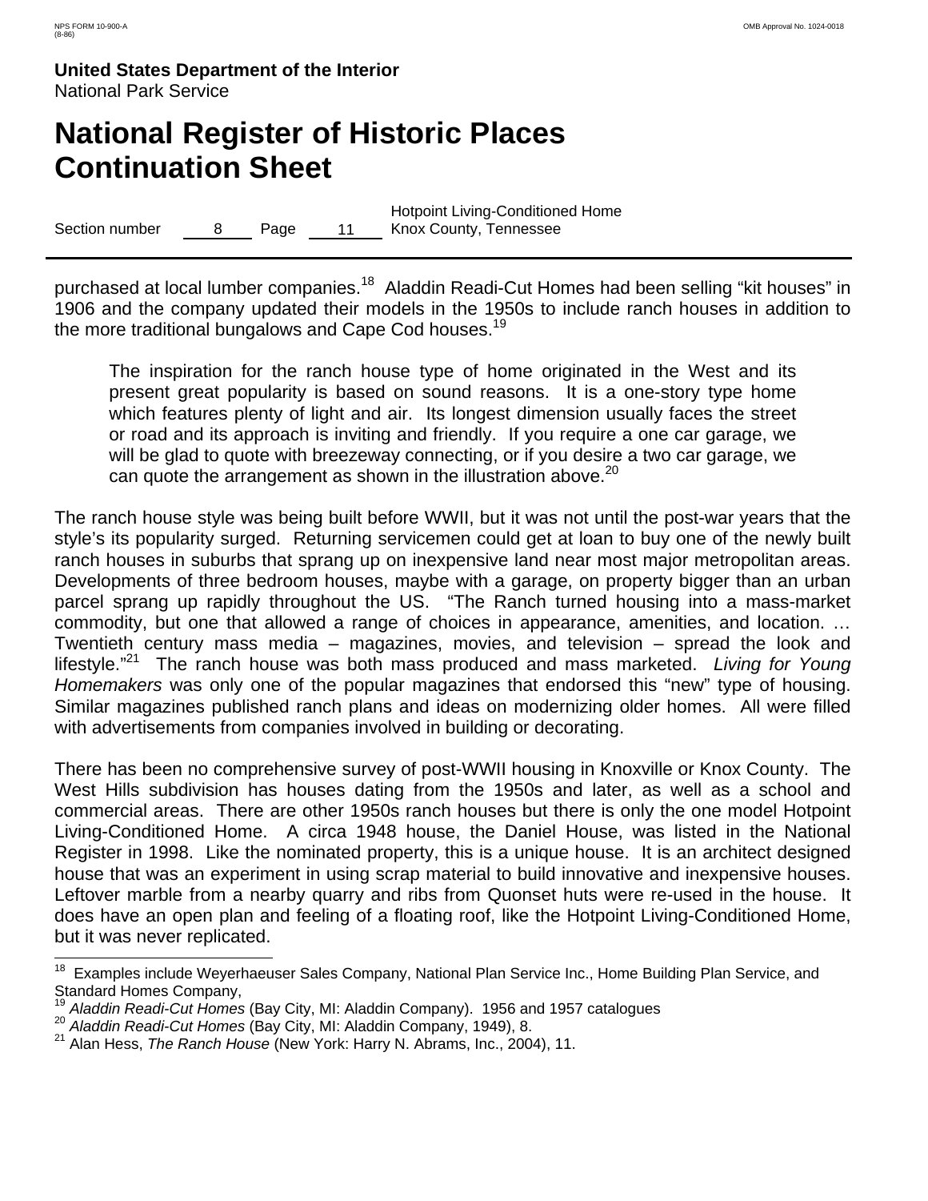purchased at local lumber companies.[18] Aladdin Readi-Cut Homes had been selling “kit houses” in 1906 and the company updated their models in the 1950s to include ranch houses in addition to the more traditional bungalows and Cape Cod houses.[19]

> The inspiration for the ranch house type of home originated in the West and its present great popularity is based on sound reasons. It is a one-story type home which features plenty of light and air. Its longest dimension usually faces the street or road and its approach is inviting and friendly. If you require a one car garage, we will be glad to quote with breezeway connecting, or if you desire a two car garage, we can quote the arrangement as shown in the illustration above.[20]

The ranch house style was being built before WWII, but it was not until the post-war years that the style’s its popularity surged. Returning servicemen could get at loan to buy one of the newly built ranch houses in suburbs that sprang up on inexpensive land near most major metropolitan areas. Developments of three bedroom houses, maybe with a garage, on property bigger than an urban parcel sprang up rapidly throughout the US. “The Ranch turned housing into a mass-market commodity, but one that allowed a range of choices in appearance, amenities, and location. … Twentieth century mass media – magazines, movies, and television – spread the look and lifestyle.”[21] The ranch house was both mass produced and mass marketed. *Living for Young Homemakers* was only one of the popular magazines that endorsed this “new” type of housing. Similar magazines published ranch plans and ideas on modernizing older homes. All were filled with advertisements from companies involved in building or decorating.

There has been no comprehensive survey of post-WWII housing in Knoxville or Knox County. The West Hills subdivision has houses dating from the 1950s and later, as well as a school and commercial areas. There are other 1950s ranch houses but there is only the one model Hotpoint Living-Conditioned Home. A circa 1948 house, the Daniel House, was listed in the National Register in 1998. Like the nominated property, this is a unique house. It is an architect designed house that was an experiment in using scrap material to build innovative and inexpensive houses. Leftover marble from a nearby quarry and ribs from Quonset huts were re-used in the house. It does have an open plan and feeling of a floating roof, like the Hotpoint Living-Conditioned Home, but it was never replicated.

---

[18] Examples include Weyerhaeuser Sales Company, National Plan Service Inc., Home Building Plan Service, and Standard Homes Company,

[19] *Aladdin Readi-Cut Homes* (Bay City, MI: Aladdin Company). 1956 and 1957 catalogues

[20] *Aladdin Readi-Cut Homes* (Bay City, MI: Aladdin Company, 1949), 8.

[21] Alan Hess, *The Ranch House* (New York: Harry N. Abrams, Inc., 2004), 11.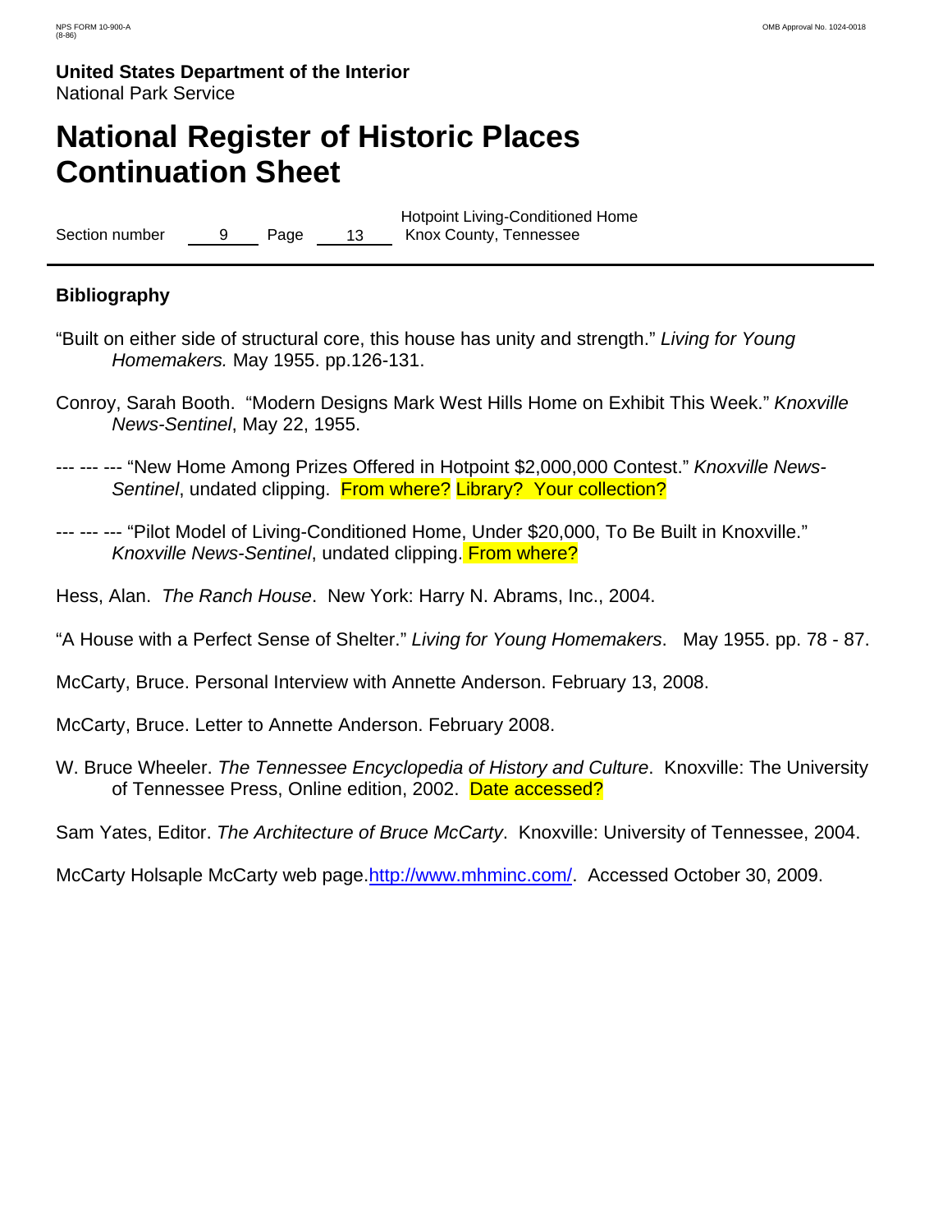**United States Department of the Interior**
National Park Service

# National Register of Historic Places Continuation Sheet

Section number 9 Page 13

Hotpoint Living-Conditioned Home
Knox County, Tennessee

## Bibliography

"Built on either side of structural core, this house has unity and strength." *Living for Young Homemakers.* May 1955. pp.126-131.

Conroy, Sarah Booth. "Modern Designs Mark West Hills Home on Exhibit This Week." *Knoxville News-Sentinel*, May 22, 1955.

--- --- --- "New Home Among Prizes Offered in Hotpoint $2,000,000 Contest." *Knoxville News-Sentinel*, undated clipping. From where? Library? Your collection?

--- --- --- "Pilot Model of Living-Conditioned Home, Under $20,000, To Be Built in Knoxville." *Knoxville News-Sentinel*, undated clipping. From where?

Hess, Alan. *The Ranch House*. New York: Harry N. Abrams, Inc., 2004.

"A House with a Perfect Sense of Shelter." *Living for Young Homemakers*. May 1955. pp. 78 - 87.

McCarty, Bruce. Personal Interview with Annette Anderson. February 13, 2008.

McCarty, Bruce. Letter to Annette Anderson. February 2008.

W. Bruce Wheeler. *The Tennessee Encyclopedia of History and Culture*. Knoxville: The University of Tennessee Press, Online edition, 2002. Date accessed?

Sam Yates, Editor. *The Architecture of Bruce McCarty*. Knoxville: University of Tennessee, 2004.

McCarty Holsaple McCarty web page.http://www.mhminc.com/. Accessed October 30, 2009.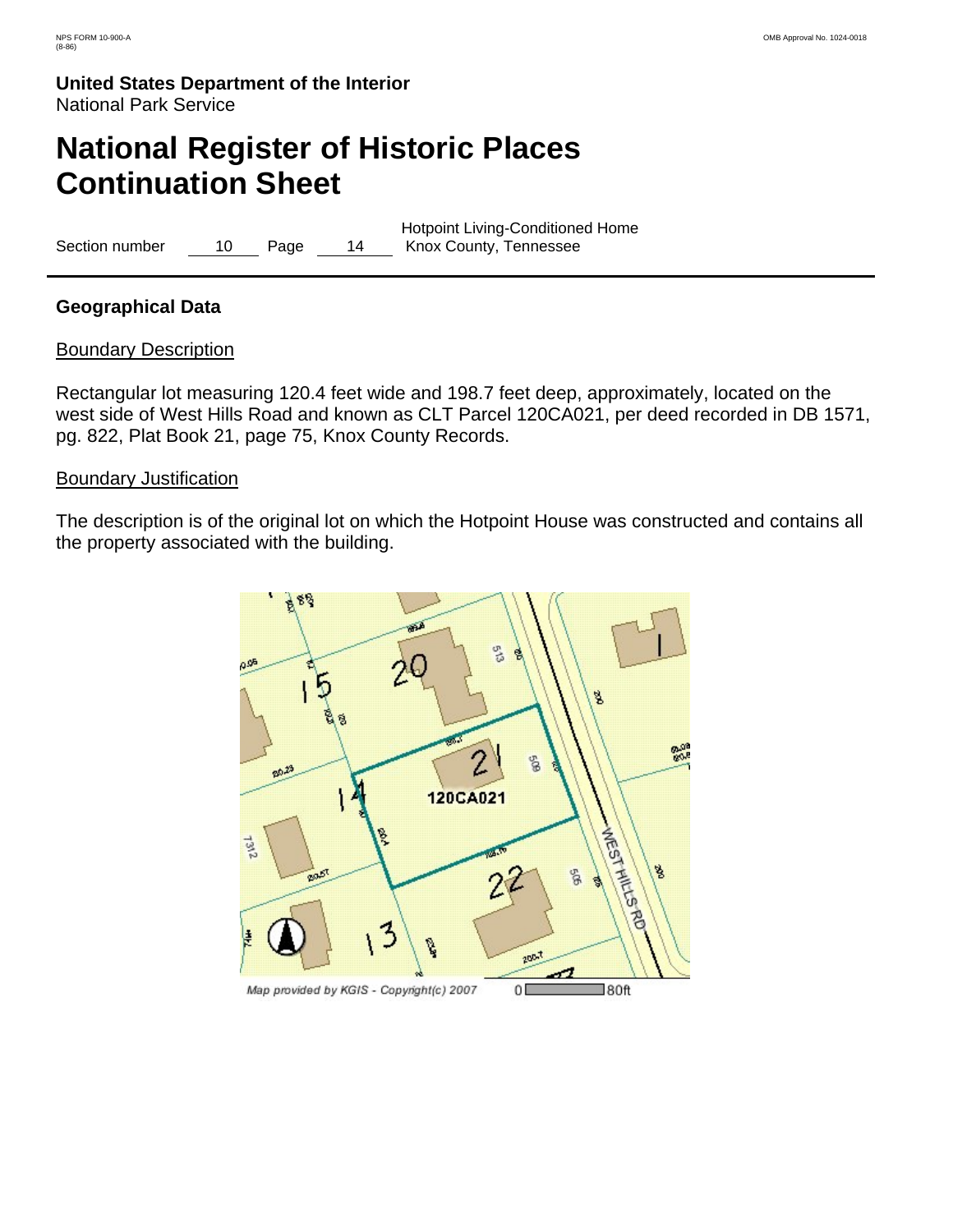## Geographical Data

Boundary Description

Rectangular lot measuring 120.4 feet wide and 198.7 feet deep, approximately, located on the west side of West Hills Road and known as CLT Parcel 120CA021, per deed recorded in DB 1571, pg. 822, Plat Book 21, page 75, Knox County Records.

Boundary Justification

The description is of the original lot on which the Hotpoint House was constructed and contains all the property associated with the building.

120CA021

WEST HILLS RD

Map provided by KGIS - Copyright(c) 2007

0 80ft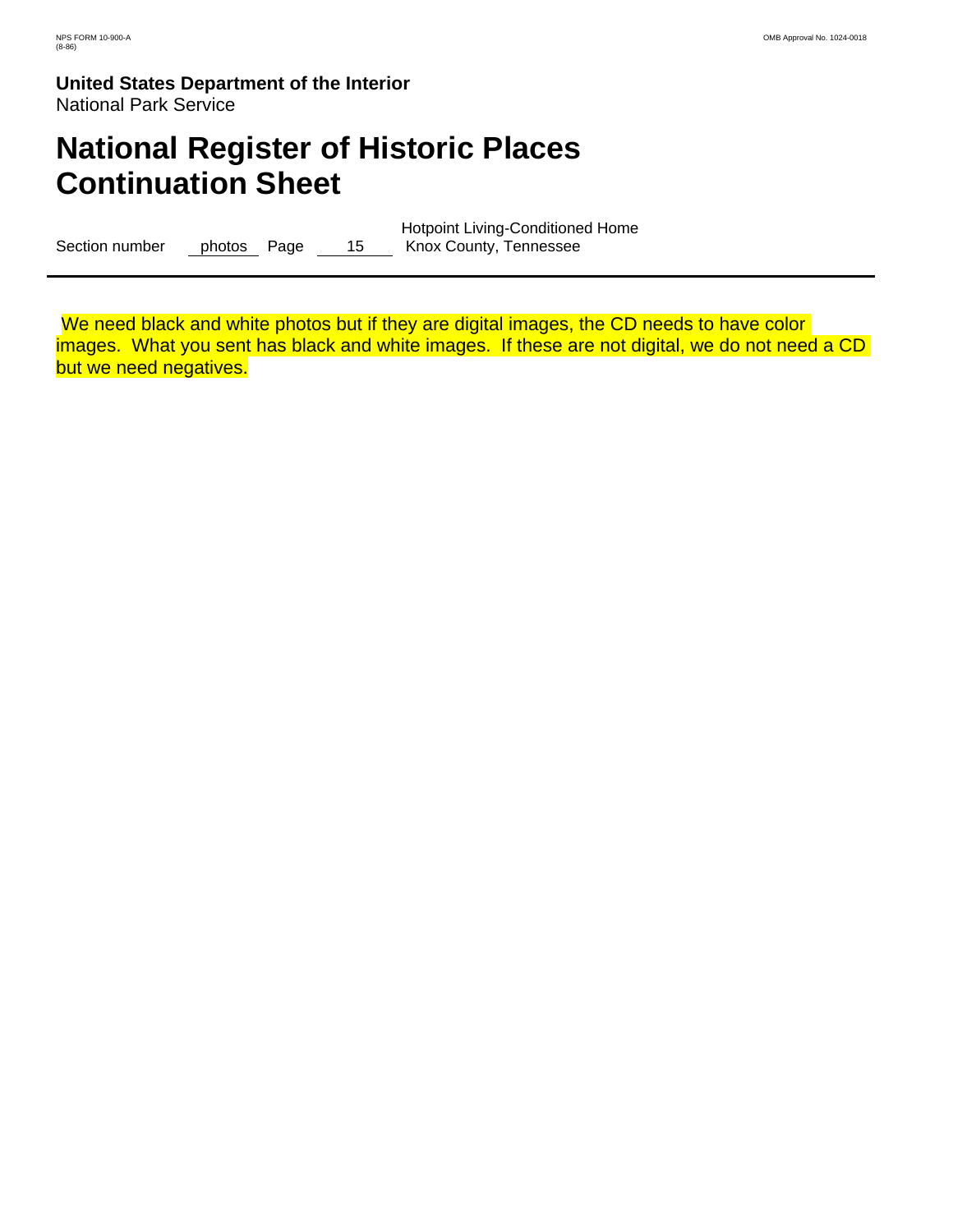**United States Department of the Interior**
National Park Service

# National Register of Historic Places Continuation Sheet

Section number photos Page 15

Hotpoint Living-Conditioned Home
Knox County, Tennessee

We need black and white photos but if they are digital images, the CD needs to have color images. What you sent has black and white images. If these are not digital, we do not need a CD but we need negatives.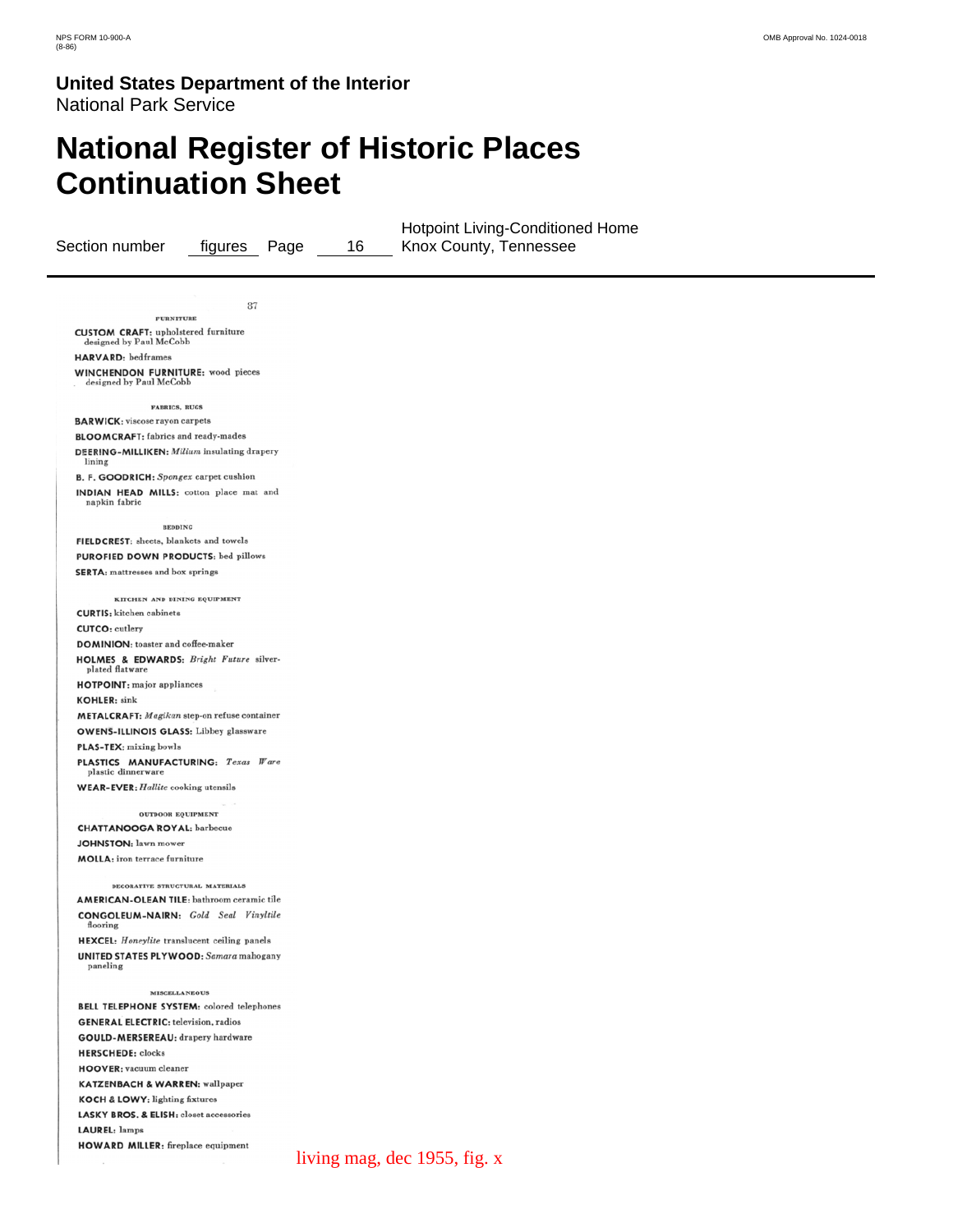# United States Department of the Interior
National Park Service

# National Register of Historic Places Continuation Sheet

Section number figures Page 16

Hotpoint Living-Conditioned Home
Knox County, Tennessee

87

FURNITURE

**CUSTOM CRAFT:** upholstered furniture designed by Paul McCobb

**HARVARD:** bedframes

**WINCHENDON FURNITURE:** wood pieces designed by Paul McCobb

FABRICS, RUGS

**BARWICK:** viscose rayon carpets

**BLOOMCRAFT:** fabrics and ready-mades

**DEERING-MILLIKEN:** *Milium* insulating drapery lining

**B. F. GOODRICH:** *Spongex* carpet cushion

**INDIAN HEAD MILLS:** cotton place mat and napkin fabric

BEDDING

**FIELDCREST:** sheets, blankets and towels

**PUROFIED DOWN PRODUCTS:** bed pillows

**SERTA:** mattresses and box springs

KITCHEN AND DINING EQUIPMENT

**CURTIS:** kitchen cabinets

**CUTCO:** cutlery

**DOMINION:** toaster and coffee-maker

**HOLMES & EDWARDS:** *Bright Future* silver-plated flatware

**HOTPOINT:** major appliances

**KOHLER:** sink

**METALCRAFT:** *Magikan* step-on refuse container

**OWENS-ILLINOIS GLASS:** Libbey glassware

**PLAS-TEX:** mixing bowls

**PLASTICS MANUFACTURING:** *Texas Ware* plastic dinnerware

**WEAR-EVER:** *Hallite* cooking utensils

OUTDOOR EQUIPMENT

**CHATTANOOGA ROYAL:** barbecue

**JOHNSTON:** lawn mower

**MOLLA:** iron terrace furniture

DECORATIVE STRUCTURAL MATERIALS

**AMERICAN-OLEAN TILE:** bathroom ceramic tile

**CONGOLEUM-NAIRN:** *Gold Seal Vinyltile* flooring

**HEXCEL:** *Honeylite* translucent ceiling panels

**UNITED STATES PLYWOOD:** *Samara* mahogany paneling

MISCELLANEOUS

**BELL TELEPHONE SYSTEM:** colored telephones

**GENERAL ELECTRIC:** television, radios

**GOULD-MERSEREAU:** drapery hardware

**HERSCHEDE:** clocks

**HOOVER:** vacuum cleaner

**KATZENBACH & WARREN:** wallpaper

**KOCH & LOWY:** lighting fixtures

**LASKY BROS. & ELISH:** closet accessories

**LAUREL:** lamps

**HOWARD MILLER:** fireplace equipment

living mag, dec 1955, fig. x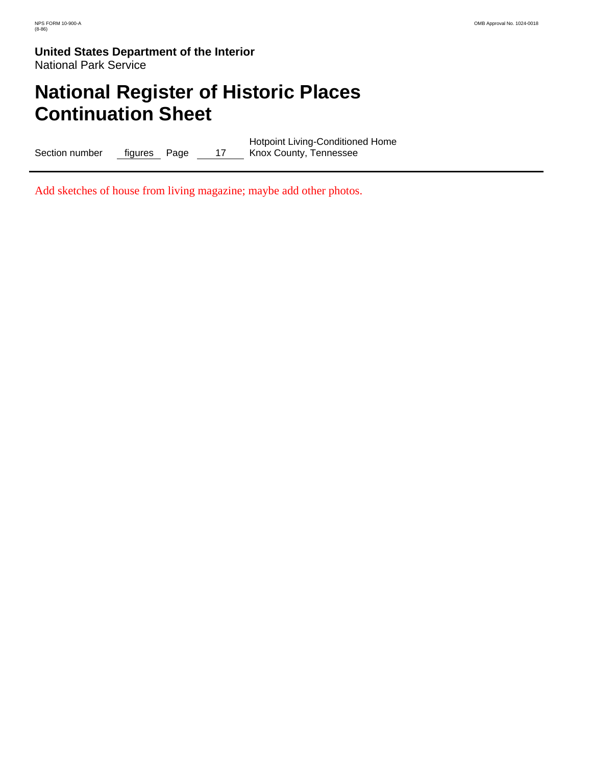NPS FORM 10-900-A
(8-86)

OMB Approval No. 1024-0018

**United States Department of the Interior**
National Park Service

# National Register of Historic Places Continuation Sheet

Section number figures Page 17

Hotpoint Living-Conditioned Home
Knox County, Tennessee

Add sketches of house from living magazine; maybe add other photos.